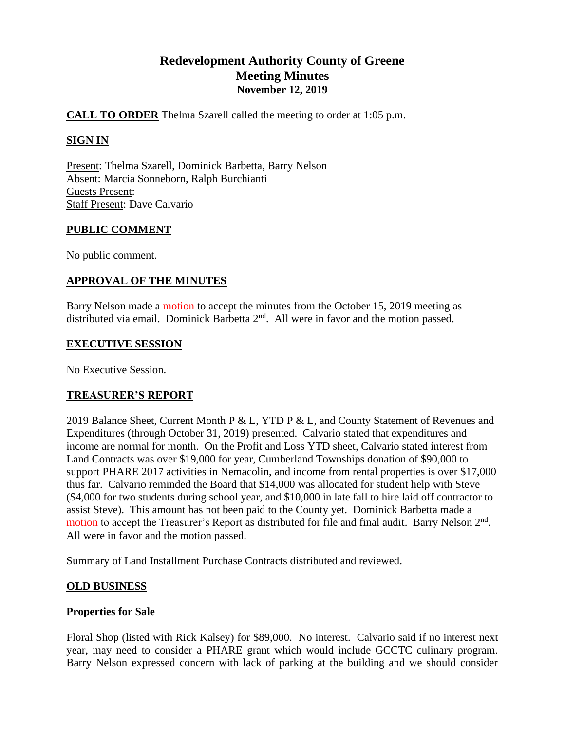# Redevelopment Authority County of Greene
## Meeting Minutes
### November 12, 2019

**CALL TO ORDER** Thelma Szarell called the meeting to order at 1:05 p.m.

**SIGN IN**

Present: Thelma Szarell, Dominick Barbetta, Barry Nelson
Absent: Marcia Sonneborn, Ralph Burchianti
Guests Present:
Staff Present: Dave Calvario

**PUBLIC COMMENT**

No public comment.

**APPROVAL OF THE MINUTES**

Barry Nelson made a motion to accept the minutes from the October 15, 2019 meeting as distributed via email. Dominick Barbetta 2nd. All were in favor and the motion passed.

**EXECUTIVE SESSION**

No Executive Session.

**TREASURER'S REPORT**

2019 Balance Sheet, Current Month P & L, YTD P & L, and County Statement of Revenues and Expenditures (through October 31, 2019) presented. Calvario stated that expenditures and income are normal for month. On the Profit and Loss YTD sheet, Calvario stated interest from Land Contracts was over $19,000 for year, Cumberland Townships donation of $90,000 to support PHARE 2017 activities in Nemacolin, and income from rental properties is over $17,000 thus far. Calvario reminded the Board that $14,000 was allocated for student help with Steve ($4,000 for two students during school year, and $10,000 in late fall to hire laid off contractor to assist Steve). This amount has not been paid to the County yet. Dominick Barbetta made a motion to accept the Treasurer's Report as distributed for file and final audit. Barry Nelson 2nd. All were in favor and the motion passed.

Summary of Land Installment Purchase Contracts distributed and reviewed.

**OLD BUSINESS**

**Properties for Sale**

Floral Shop (listed with Rick Kalsey) for $89,000. No interest. Calvario said if no interest next year, may need to consider a PHARE grant which would include GCCTC culinary program. Barry Nelson expressed concern with lack of parking at the building and we should consider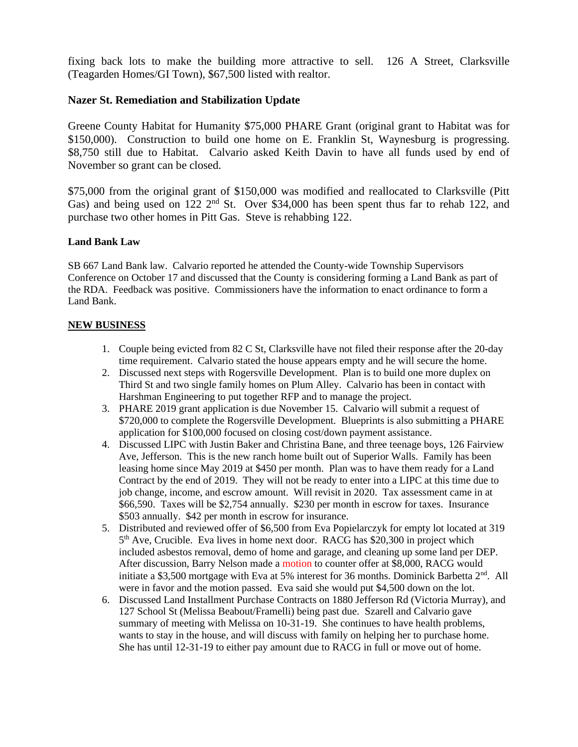fixing back lots to make the building more attractive to sell. 126 A Street, Clarksville (Teagarden Homes/GI Town), $67,500 listed with realtor.

### Nazer St. Remediation and Stabilization Update

Greene County Habitat for Humanity $75,000 PHARE Grant (original grant to Habitat was for $150,000). Construction to build one home on E. Franklin St, Waynesburg is progressing. $8,750 still due to Habitat. Calvario asked Keith Davin to have all funds used by end of November so grant can be closed.

$75,000 from the original grant of $150,000 was modified and reallocated to Clarksville (Pitt Gas) and being used on 122 2nd St. Over $34,000 has been spent thus far to rehab 122, and purchase two other homes in Pitt Gas. Steve is rehabbing 122.

#### Land Bank Law

SB 667 Land Bank law. Calvario reported he attended the County-wide Township Supervisors Conference on October 17 and discussed that the County is considering forming a Land Bank as part of the RDA. Feedback was positive. Commissioners have the information to enact ordinance to form a Land Bank.

### NEW BUSINESS

1. Couple being evicted from 82 C St, Clarksville have not filed their response after the 20-day time requirement. Calvario stated the house appears empty and he will secure the home.
2. Discussed next steps with Rogersville Development. Plan is to build one more duplex on Third St and two single family homes on Plum Alley. Calvario has been in contact with Harshman Engineering to put together RFP and to manage the project.
3. PHARE 2019 grant application is due November 15. Calvario will submit a request of $720,000 to complete the Rogersville Development. Blueprints is also submitting a PHARE application for $100,000 focused on closing cost/down payment assistance.
4. Discussed LIPC with Justin Baker and Christina Bane, and three teenage boys, 126 Fairview Ave, Jefferson. This is the new ranch home built out of Superior Walls. Family has been leasing home since May 2019 at $450 per month. Plan was to have them ready for a Land Contract by the end of 2019. They will not be ready to enter into a LIPC at this time due to job change, income, and escrow amount. Will revisit in 2020. Tax assessment came in at $66,590. Taxes will be $2,754 annually. $230 per month in escrow for taxes. Insurance $503 annually. $42 per month in escrow for insurance.
5. Distributed and reviewed offer of $6,500 from Eva Popielarczyk for empty lot located at 319 5th Ave, Crucible. Eva lives in home next door. RACG has $20,300 in project which included asbestos removal, demo of home and garage, and cleaning up some land per DEP. After discussion, Barry Nelson made a motion to counter offer at $8,000, RACG would initiate a $3,500 mortgage with Eva at 5% interest for 36 months. Dominick Barbetta 2nd. All were in favor and the motion passed. Eva said she would put $4,500 down on the lot.
6. Discussed Land Installment Purchase Contracts on 1880 Jefferson Rd (Victoria Murray), and 127 School St (Melissa Beabout/Framelli) being past due. Szarell and Calvario gave summary of meeting with Melissa on 10-31-19. She continues to have health problems, wants to stay in the house, and will discuss with family on helping her to purchase home. She has until 12-31-19 to either pay amount due to RACG in full or move out of home.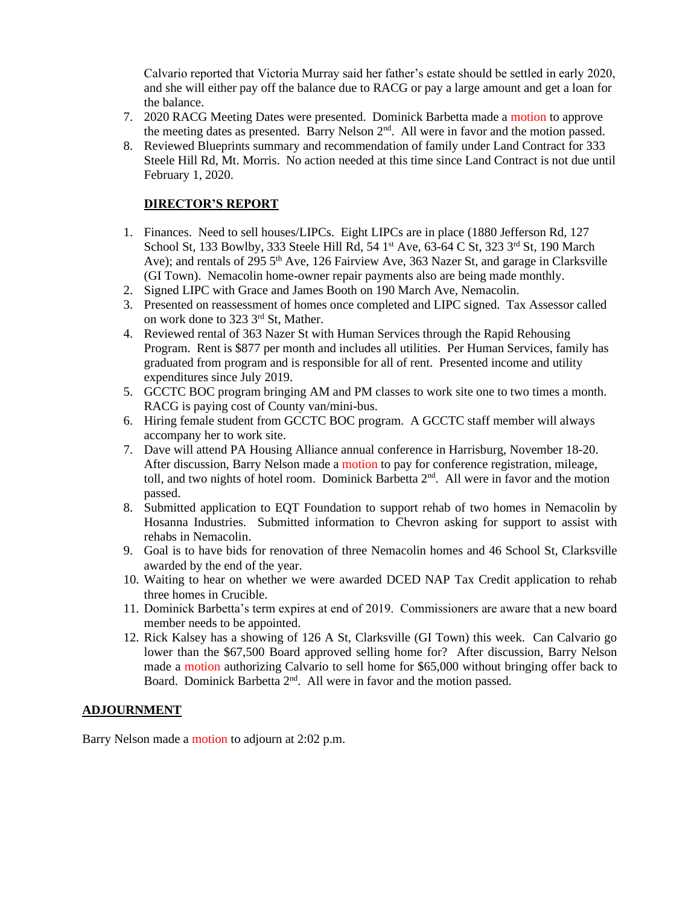Calvario reported that Victoria Murray said her father's estate should be settled in early 2020, and she will either pay off the balance due to RACG or pay a large amount and get a loan for the balance.

7. 2020 RACG Meeting Dates were presented. Dominick Barbetta made a motion to approve the meeting dates as presented. Barry Nelson 2nd. All were in favor and the motion passed.
8. Reviewed Blueprints summary and recommendation of family under Land Contract for 333 Steele Hill Rd, Mt. Morris. No action needed at this time since Land Contract is not due until February 1, 2020.

**DIRECTOR'S REPORT**

1. Finances. Need to sell houses/LIPCs. Eight LIPCs are in place (1880 Jefferson Rd, 127 School St, 133 Bowlby, 333 Steele Hill Rd, 54 1st Ave, 63-64 C St, 323 3rd St, 190 March Ave); and rentals of 295 5th Ave, 126 Fairview Ave, 363 Nazer St, and garage in Clarksville (GI Town). Nemacolin home-owner repair payments also are being made monthly.
2. Signed LIPC with Grace and James Booth on 190 March Ave, Nemacolin.
3. Presented on reassessment of homes once completed and LIPC signed. Tax Assessor called on work done to 323 3rd St, Mather.
4. Reviewed rental of 363 Nazer St with Human Services through the Rapid Rehousing Program. Rent is $877 per month and includes all utilities. Per Human Services, family has graduated from program and is responsible for all of rent. Presented income and utility expenditures since July 2019.
5. GCCTC BOC program bringing AM and PM classes to work site one to two times a month. RACG is paying cost of County van/mini-bus.
6. Hiring female student from GCCTC BOC program. A GCCTC staff member will always accompany her to work site.
7. Dave will attend PA Housing Alliance annual conference in Harrisburg, November 18-20. After discussion, Barry Nelson made a motion to pay for conference registration, mileage, toll, and two nights of hotel room. Dominick Barbetta 2nd. All were in favor and the motion passed.
8. Submitted application to EQT Foundation to support rehab of two homes in Nemacolin by Hosanna Industries. Submitted information to Chevron asking for support to assist with rehabs in Nemacolin.
9. Goal is to have bids for renovation of three Nemacolin homes and 46 School St, Clarksville awarded by the end of the year.
10. Waiting to hear on whether we were awarded DCED NAP Tax Credit application to rehab three homes in Crucible.
11. Dominick Barbetta's term expires at end of 2019. Commissioners are aware that a new board member needs to be appointed.
12. Rick Kalsey has a showing of 126 A St, Clarksville (GI Town) this week. Can Calvario go lower than the $67,500 Board approved selling home for? After discussion, Barry Nelson made a motion authorizing Calvario to sell home for $65,000 without bringing offer back to Board. Dominick Barbetta 2nd. All were in favor and the motion passed.

**ADJOURNMENT**

Barry Nelson made a motion to adjourn at 2:02 p.m.